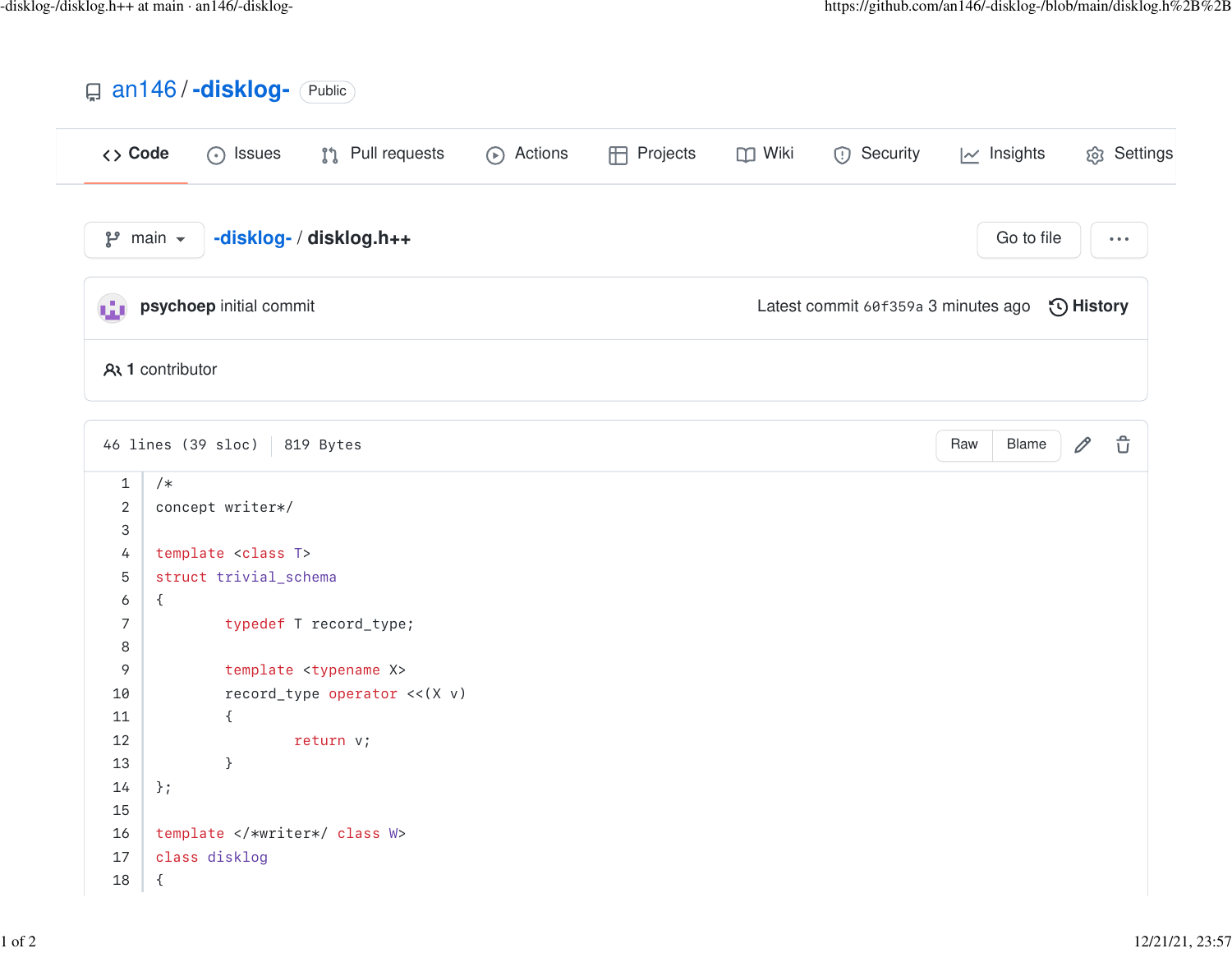# an146 / -disklog- Public

Code | Issues | Pull requests | Actions | Projects | Wiki | Security | Insights | Settings

main | -disklog- / **disklog.h++**

Go to file

**psychoep** initial commit — Latest commit 60f359a 3 minutes ago — History

1 contributor

46 lines (39 sloc) | 819 Bytes

Raw | Blame

```
/*
concept writer*/

template <class T>
struct trivial_schema
{
        typedef T record_type;

        template <typename X>
        record_type operator <<(X v)
        {
                return v;
        }
};

template </*writer*/ class W>
class disklog
{
```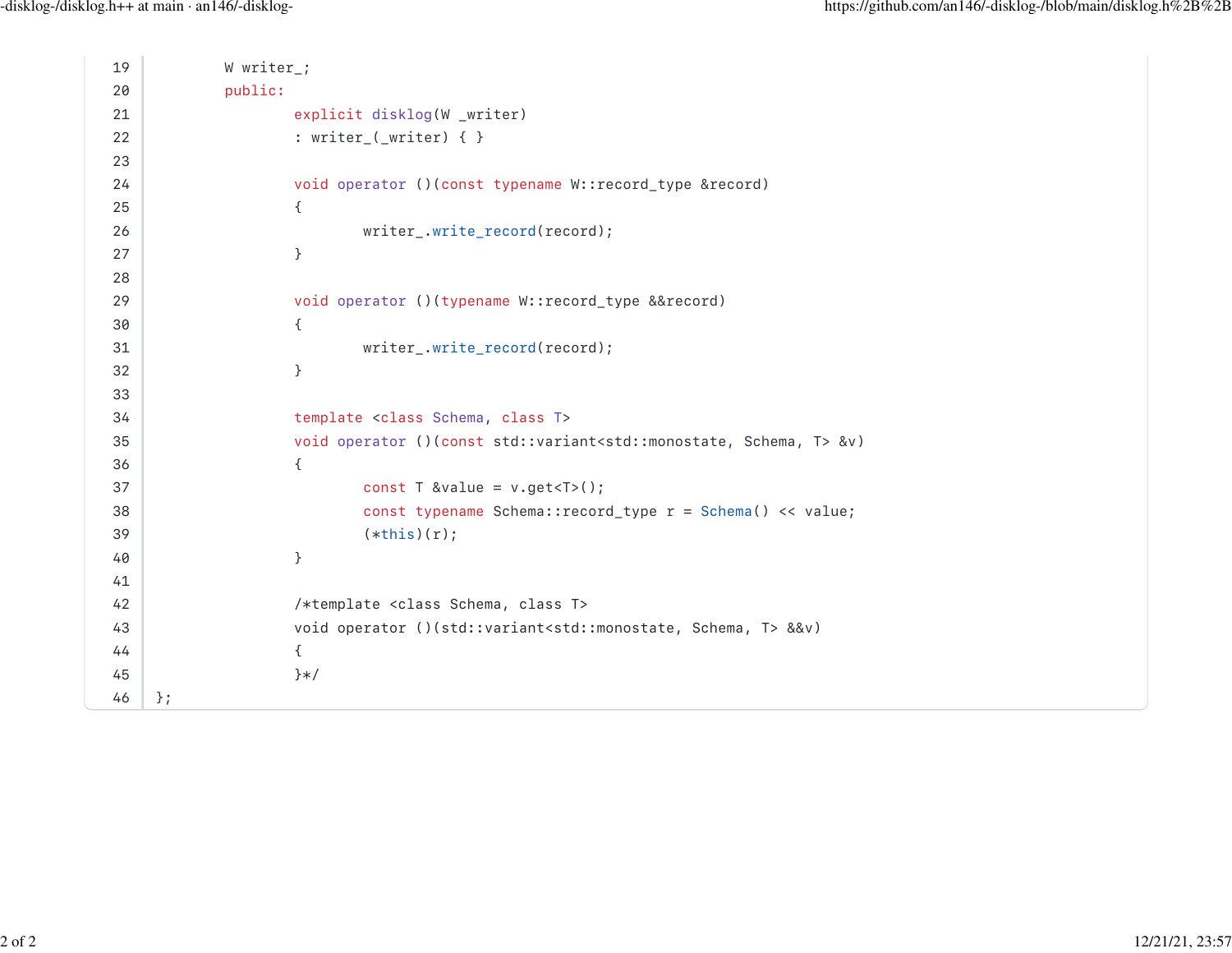```
	W writer_;
	public:
		explicit disklog(W _writer)
		: writer_(_writer) { }

		void operator ()(const typename W::record_type &record)
		{
			writer_.write_record(record);
		}

		void operator ()(typename W::record_type &&record)
		{
			writer_.write_record(record);
		}

		template <class Schema, class T>
		void operator ()(const std::variant<std::monostate, Schema, T> &v)
		{
			const T &value = v.get<T>();
			const typename Schema::record_type r = Schema() << value;
			(*this)(r);
		}

		/*template <class Schema, class T>
		void operator ()(std::variant<std::monostate, Schema, T> &&v)
		{
		}*/
};
```